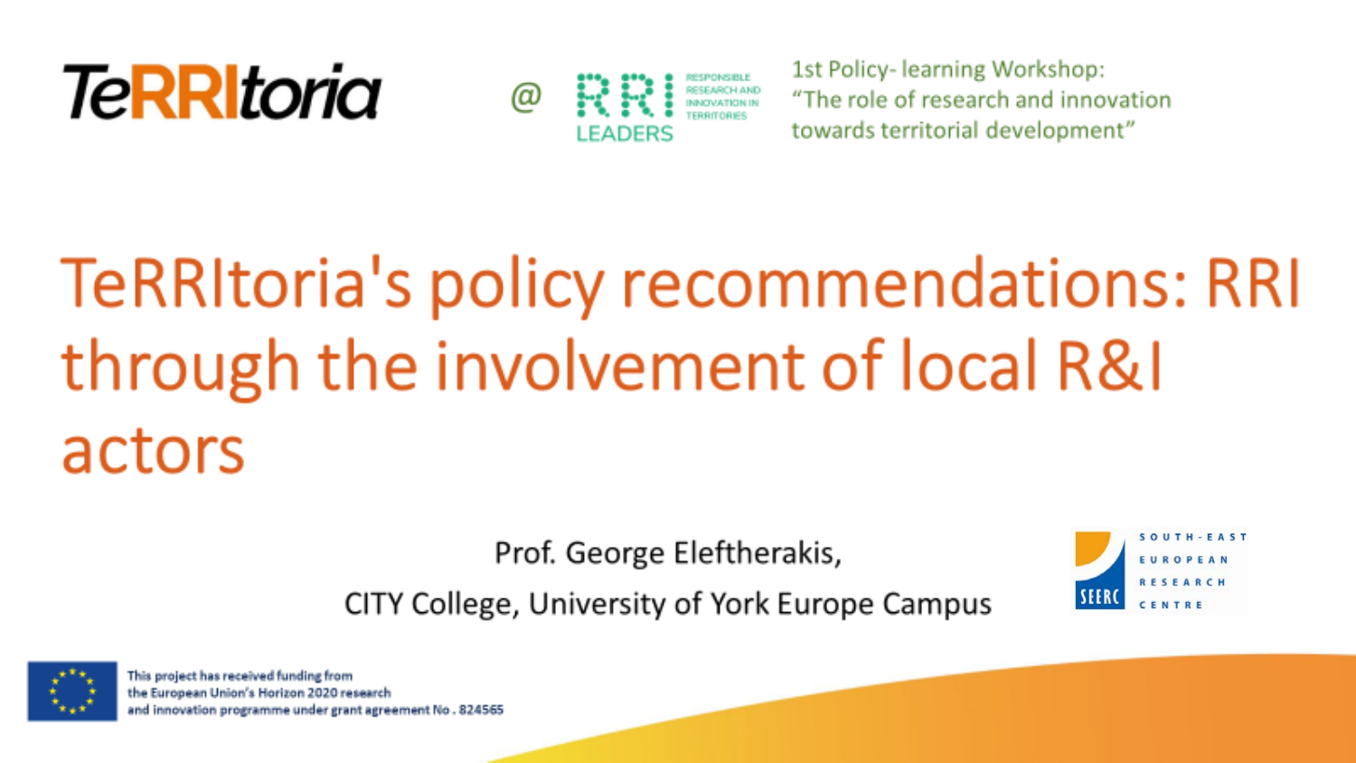TeRRItoria @ RRI LEADERS — RESPONSIBLE RESEARCH AND INNOVATION IN TERRITORIES

1st Policy- learning Workshop: "The role of research and innovation towards territorial development"

# TeRRItoria's policy recommendations: RRI through the involvement of local R&I actors

Prof. George Eleftherakis,

CITY College, University of York Europe Campus

SEERC — SOUTH-EAST EUROPEAN RESEARCH CENTRE

This project has received funding from the European Union's Horizon 2020 research and innovation programme under grant agreement No . 824565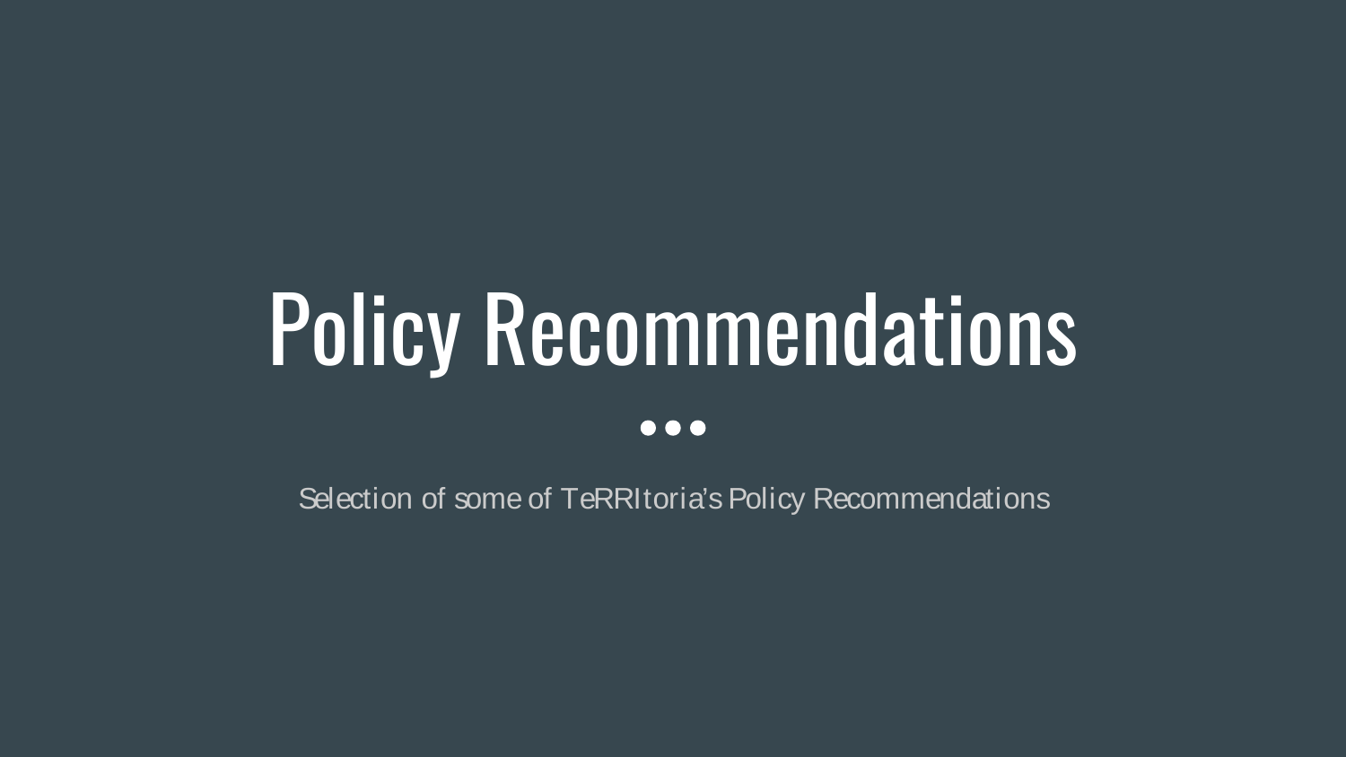# Policy Recommendations

Selection of some of TeRRItoria's Policy Recommendations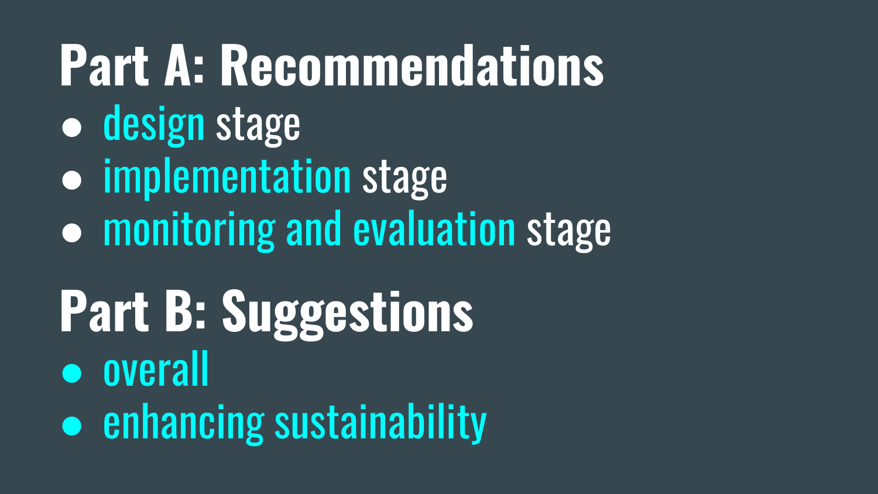# Part A: Recommendations

- design stage
- implementation stage
- monitoring and evaluation stage

# Part B: Suggestions

- overall
- enhancing sustainability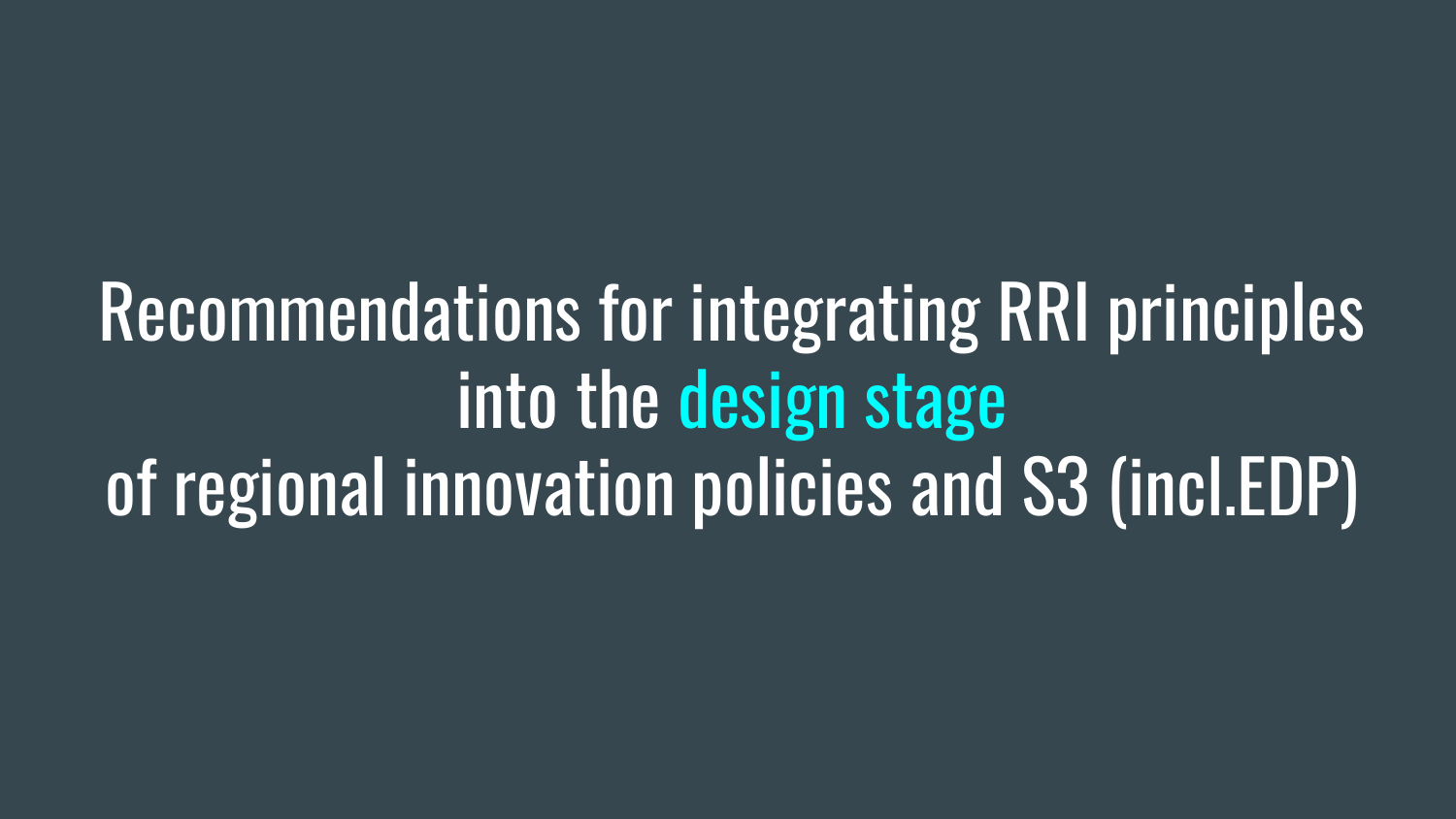# Recommendations for integrating RRI principles into the design stage of regional innovation policies and S3 (incl.EDP)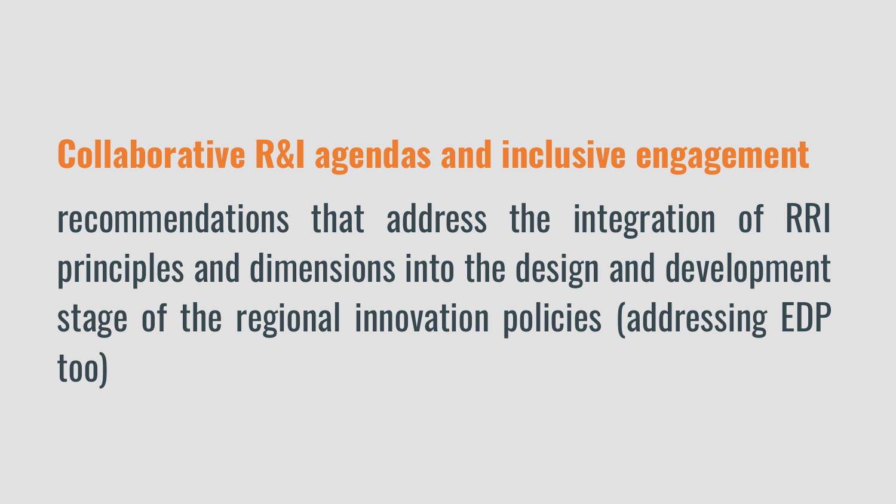## Collaborative R&I agendas and inclusive engagement

recommendations that address the integration of RRI principles and dimensions into the design and development stage of the regional innovation policies (addressing EDP too)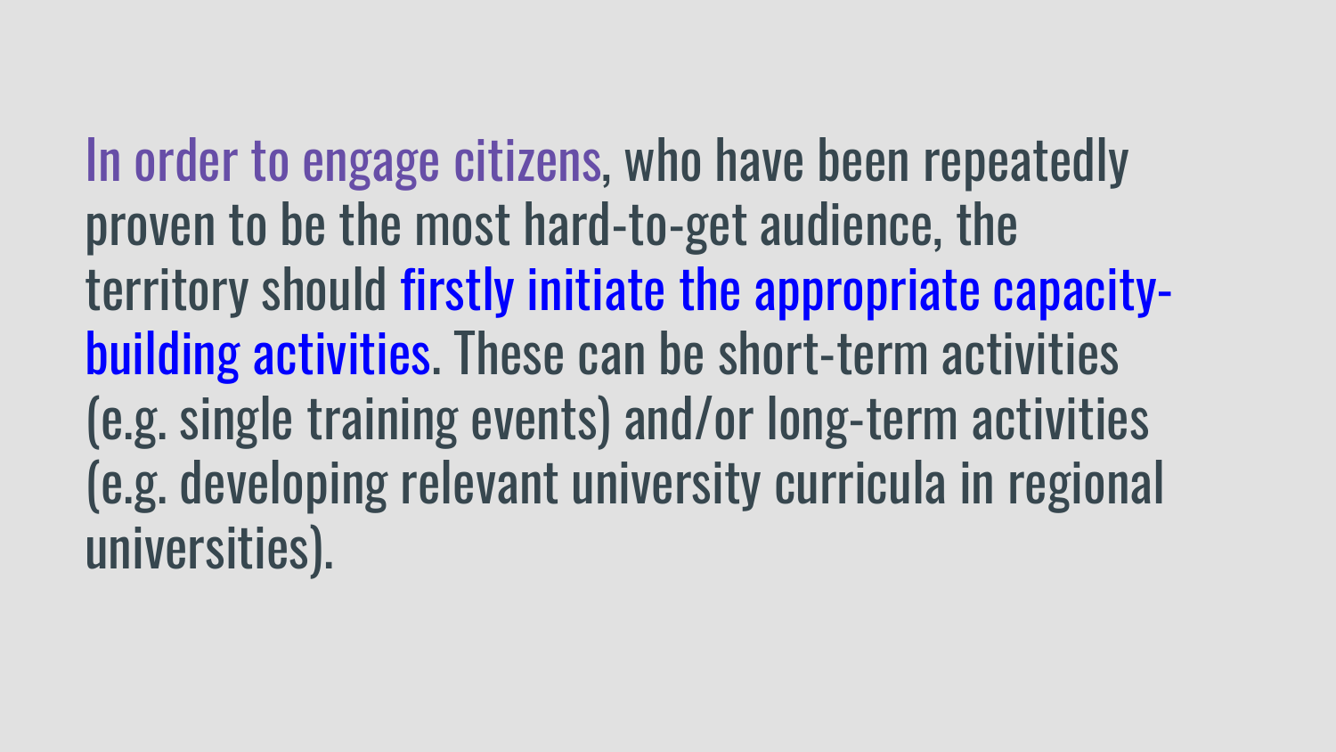In order to engage citizens, who have been repeatedly proven to be the most hard-to-get audience, the territory should firstly initiate the appropriate capacity-building activities. These can be short-term activities (e.g. single training events) and/or long-term activities (e.g. developing relevant university curricula in regional universities).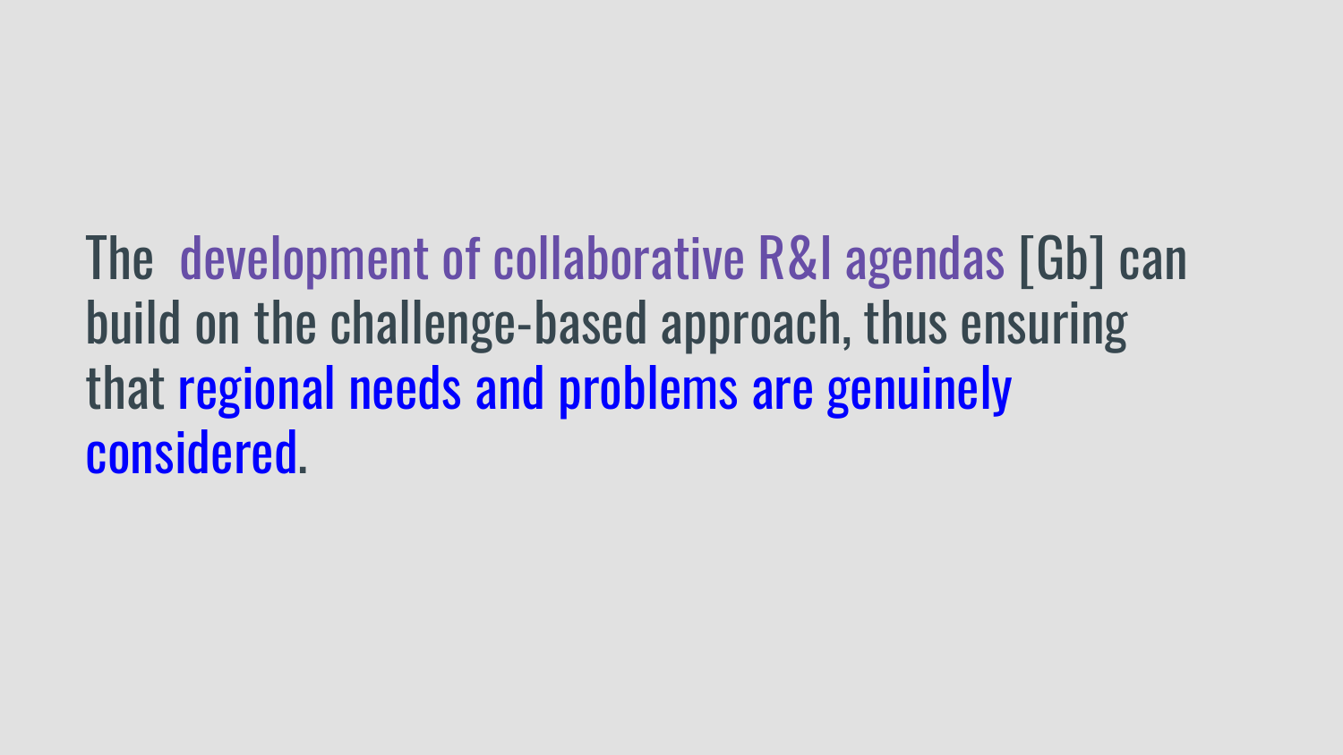The development of collaborative R&I agendas [Gb] can build on the challenge-based approach, thus ensuring that regional needs and problems are genuinely considered.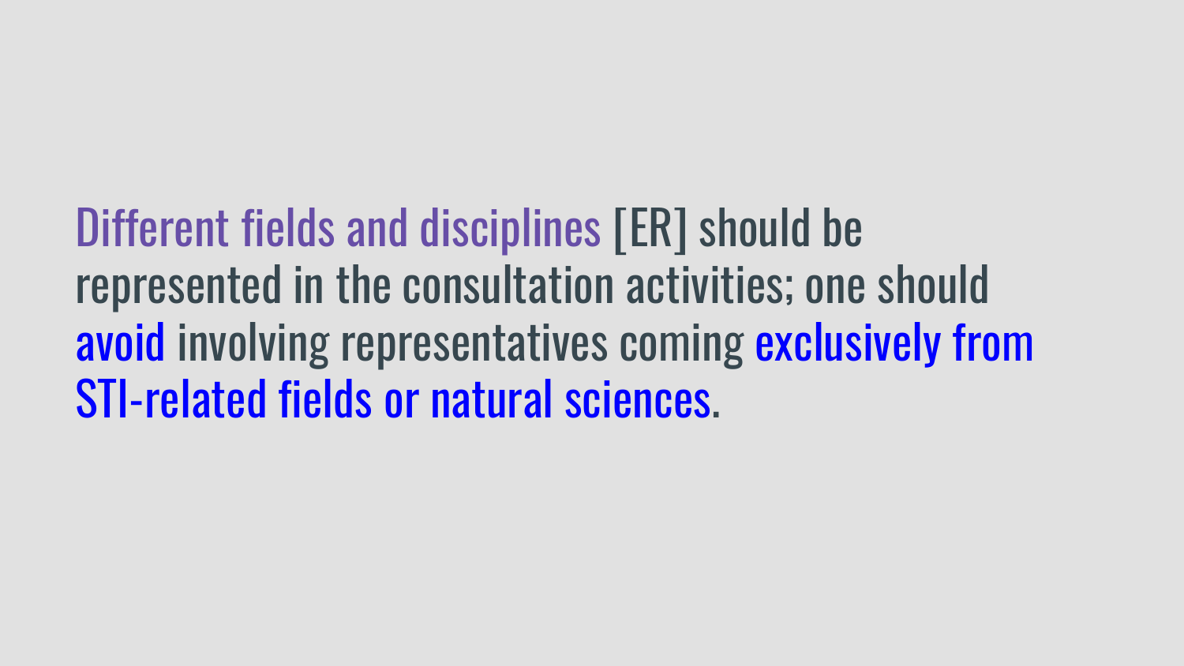Different fields and disciplines [ER] should be represented in the consultation activities; one should avoid involving representatives coming exclusively from STI-related fields or natural sciences.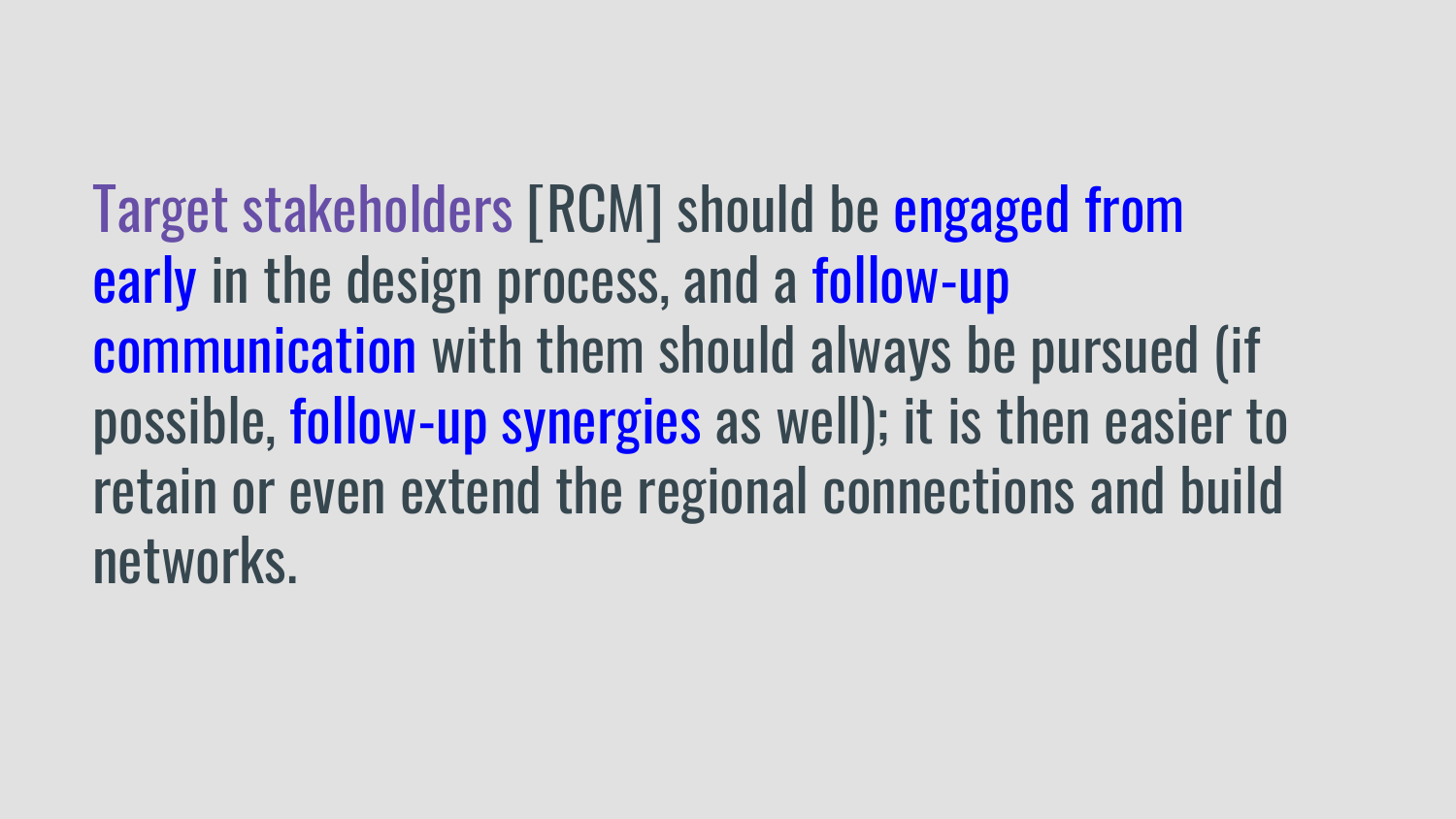Target stakeholders [RCM] should be engaged from early in the design process, and a follow-up communication with them should always be pursued (if possible, follow-up synergies as well); it is then easier to retain or even extend the regional connections and build networks.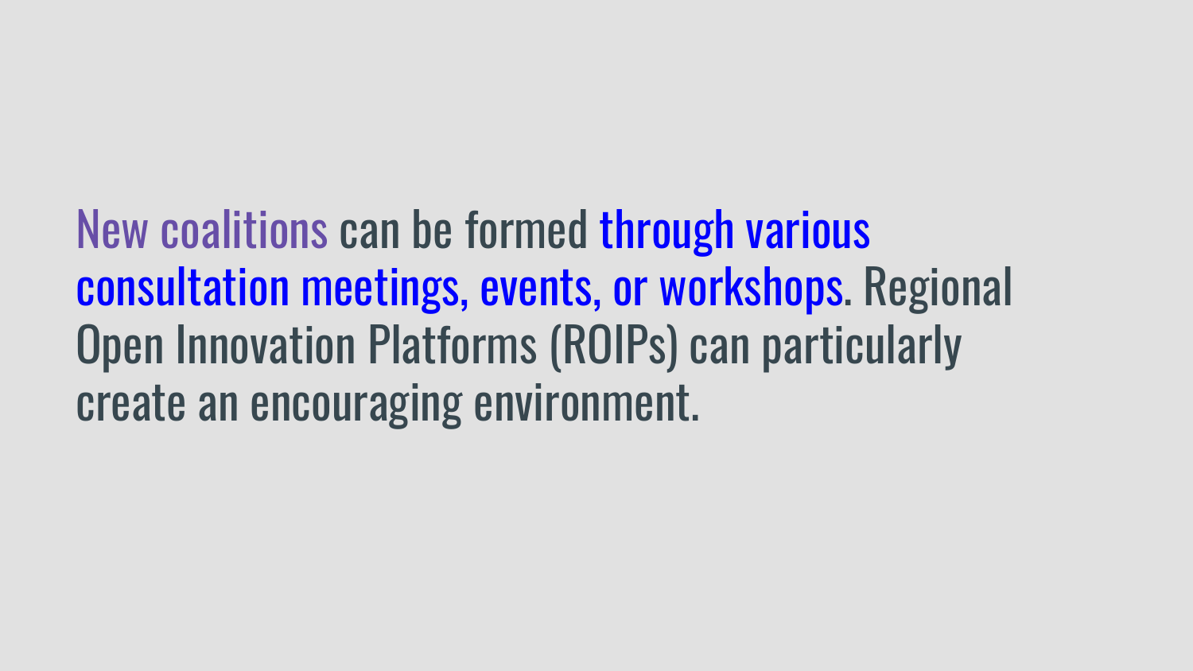New coalitions can be formed through various consultation meetings, events, or workshops. Regional Open Innovation Platforms (ROIPs) can particularly create an encouraging environment.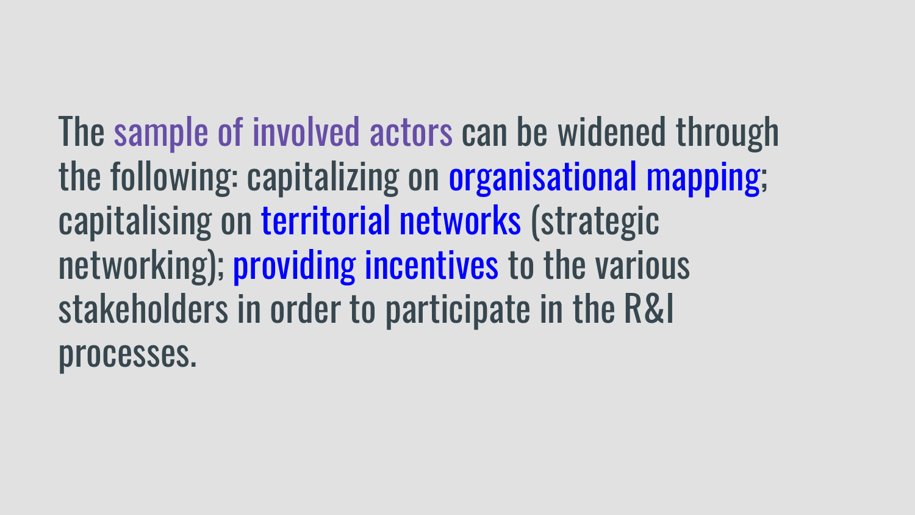The sample of involved actors can be widened through the following: capitalizing on organisational mapping; capitalising on territorial networks (strategic networking); providing incentives to the various stakeholders in order to participate in the R&I processes.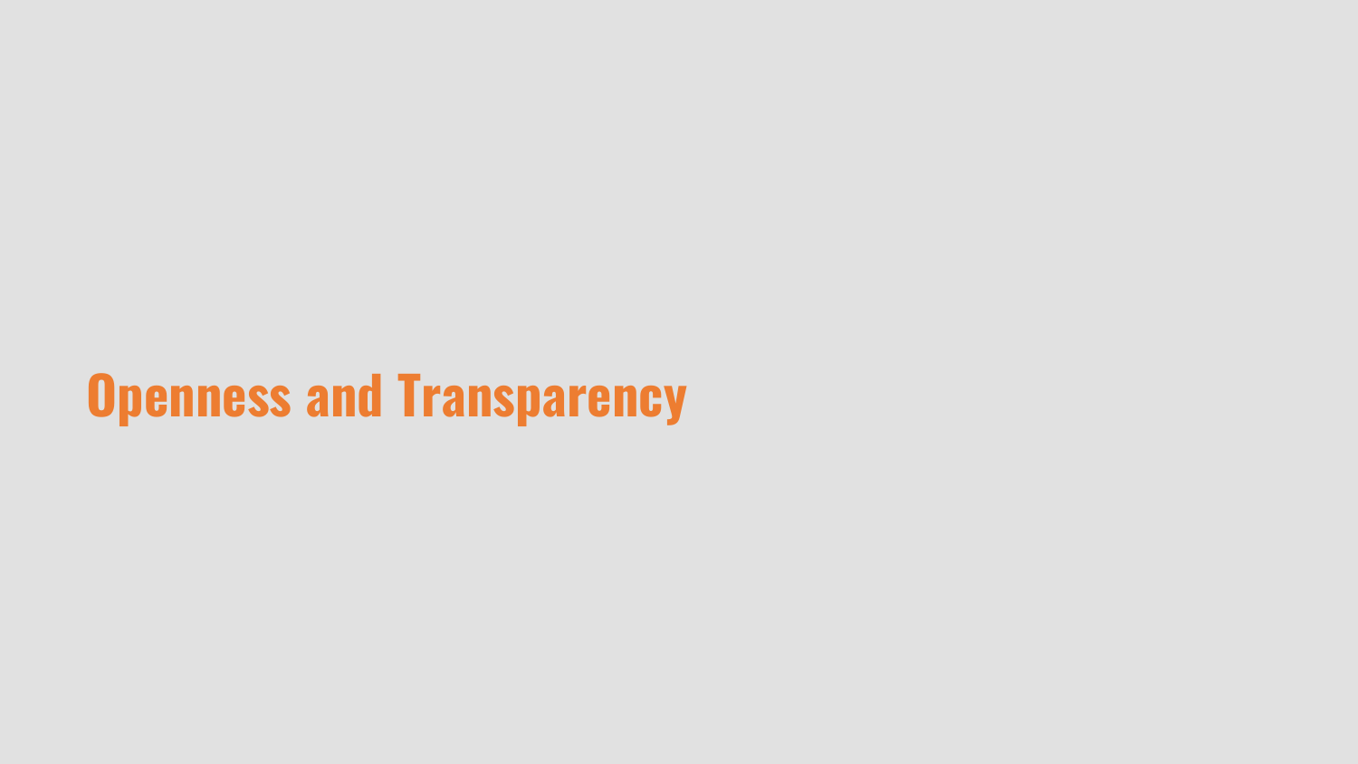# Openness and Transparency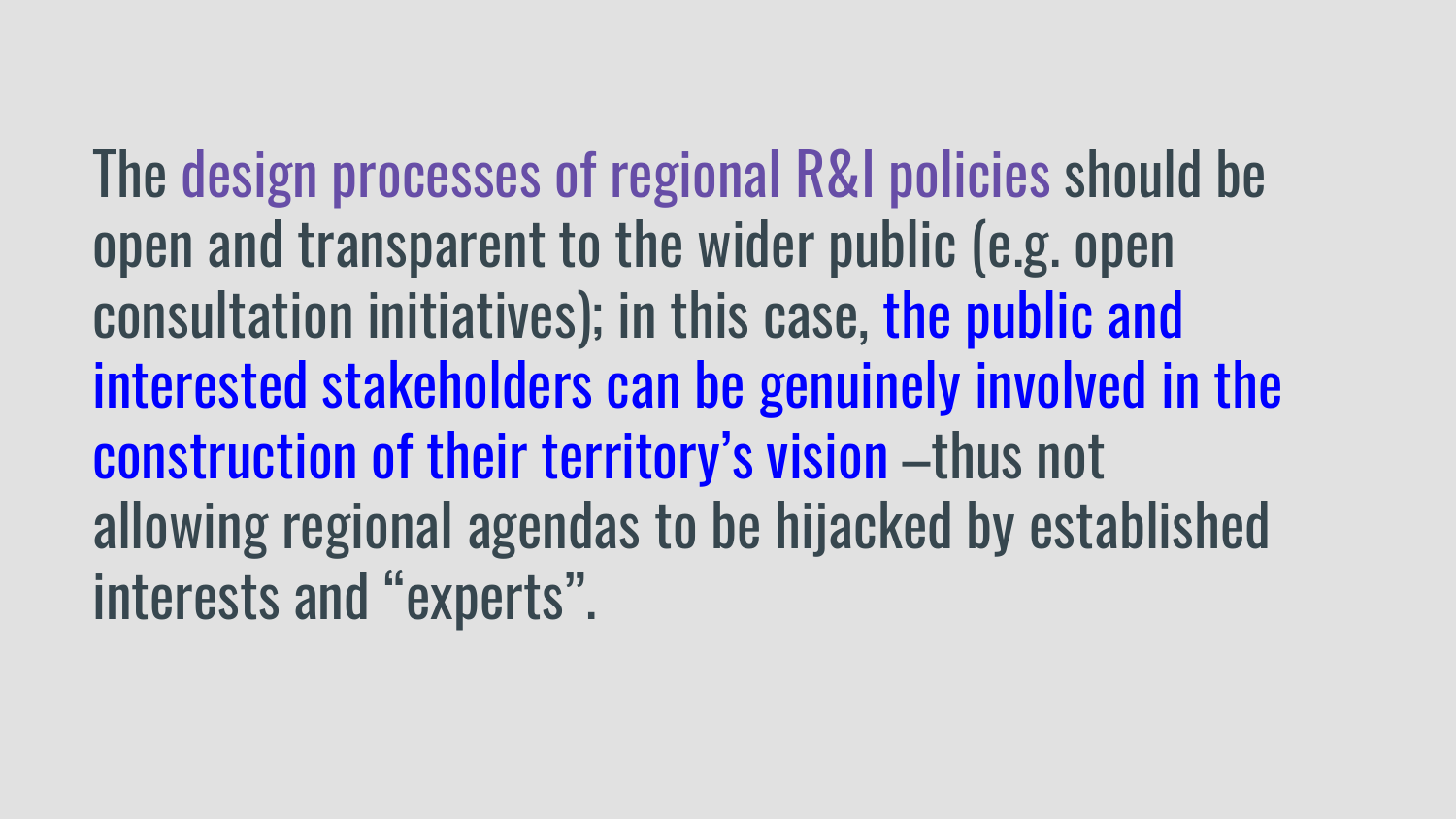The design processes of regional R&I policies should be open and transparent to the wider public (e.g. open consultation initiatives); in this case, the public and interested stakeholders can be genuinely involved in the construction of their territory's vision –thus not allowing regional agendas to be hijacked by established interests and "experts".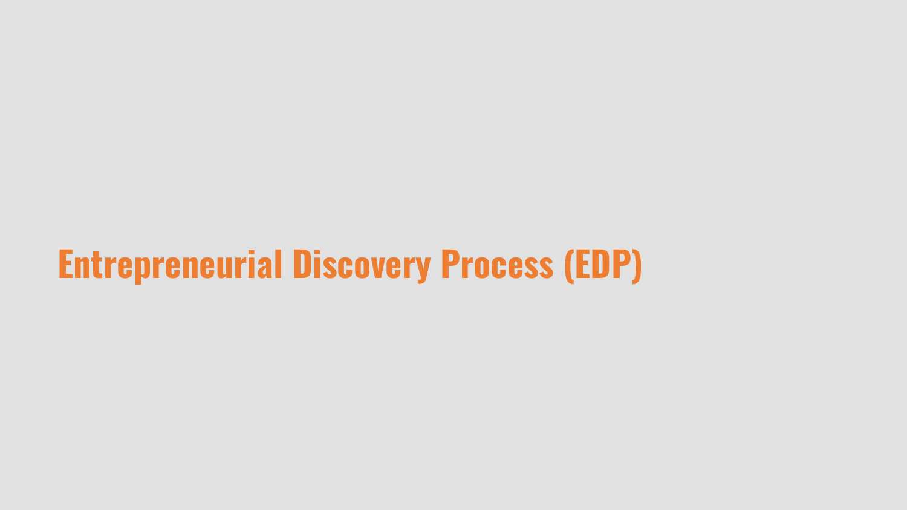# Entrepreneurial Discovery Process (EDP)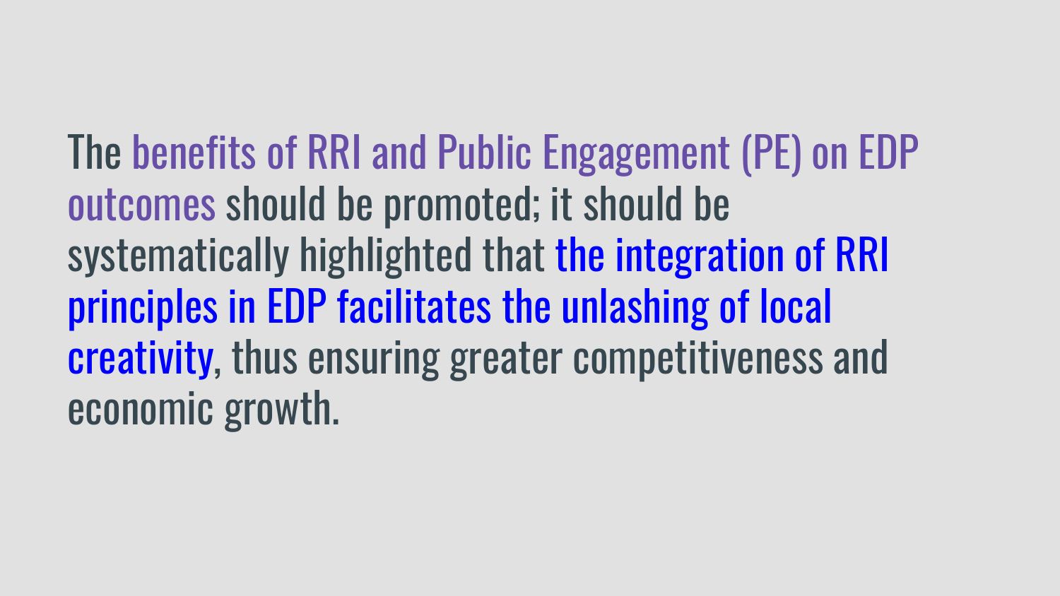The benefits of RRI and Public Engagement (PE) on EDP outcomes should be promoted; it should be systematically highlighted that the integration of RRI principles in EDP facilitates the unlashing of local creativity, thus ensuring greater competitiveness and economic growth.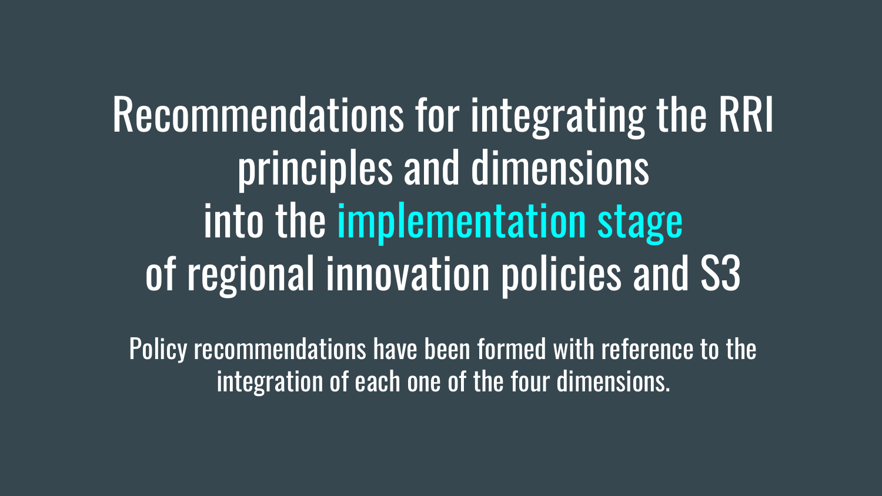# Recommendations for integrating the RRI principles and dimensions into the implementation stage of regional innovation policies and S3

Policy recommendations have been formed with reference to the integration of each one of the four dimensions.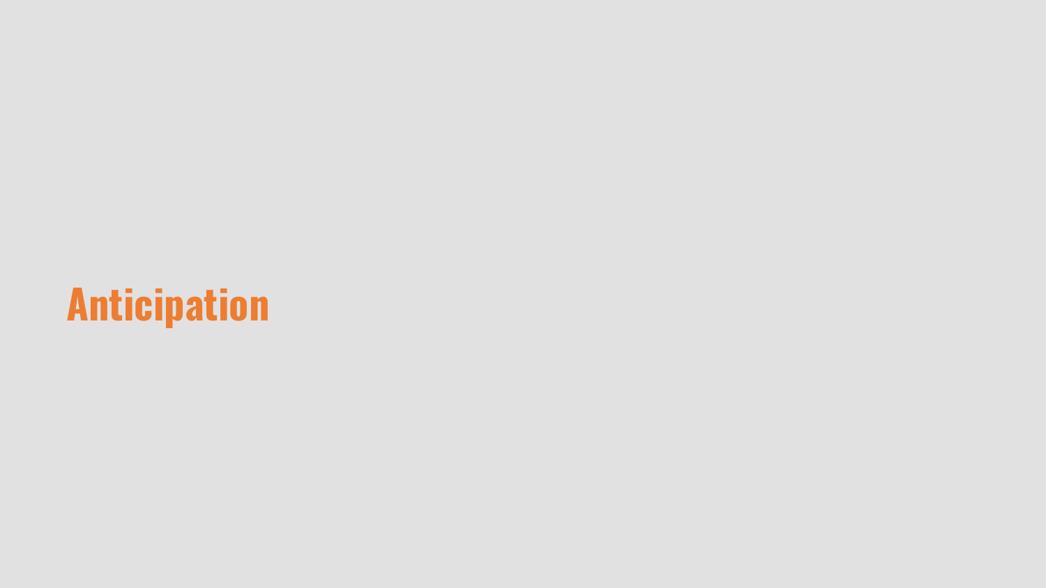# Anticipation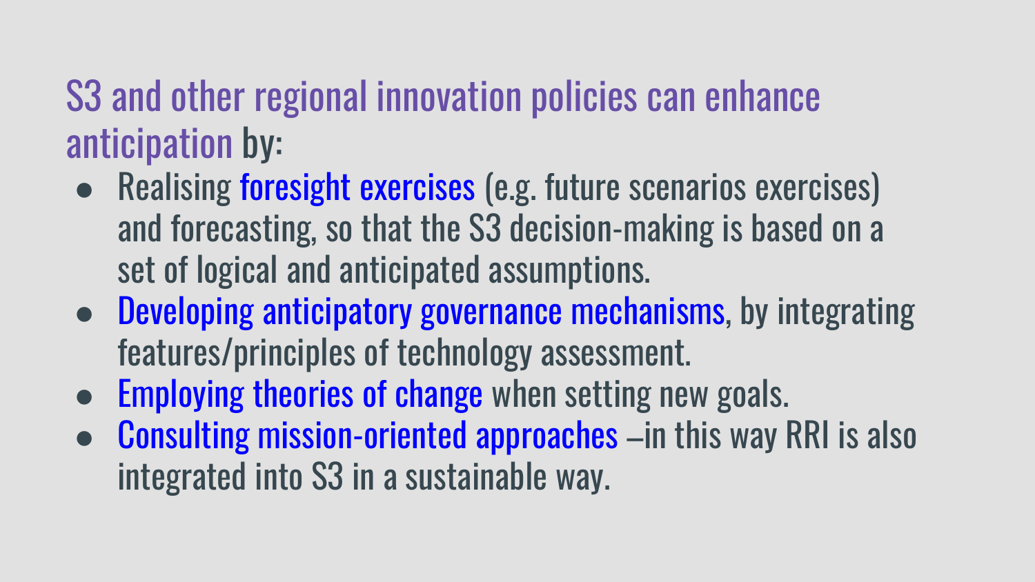## S3 and other regional innovation policies can enhance anticipation by:

- Realising foresight exercises (e.g. future scenarios exercises) and forecasting, so that the S3 decision-making is based on a set of logical and anticipated assumptions.
- Developing anticipatory governance mechanisms, by integrating features/principles of technology assessment.
- Employing theories of change when setting new goals.
- Consulting mission-oriented approaches –in this way RRI is also integrated into S3 in a sustainable way.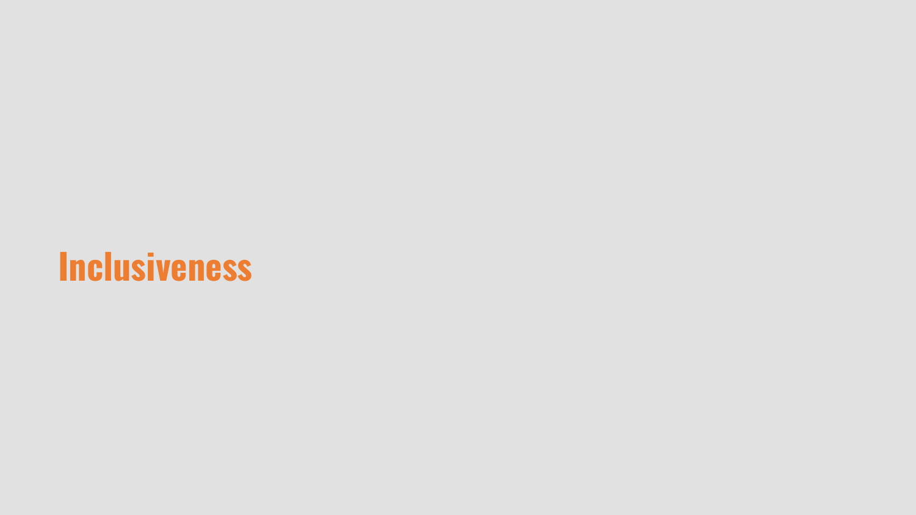# Inclusiveness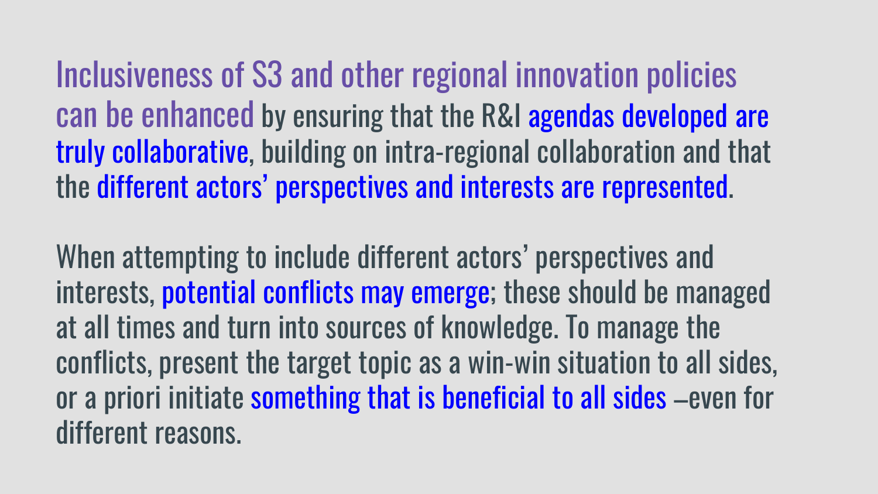Inclusiveness of S3 and other regional innovation policies can be enhanced by ensuring that the R&I agendas developed are truly collaborative, building on intra-regional collaboration and that the different actors' perspectives and interests are represented.

When attempting to include different actors' perspectives and interests, potential conflicts may emerge; these should be managed at all times and turn into sources of knowledge. To manage the conflicts, present the target topic as a win-win situation to all sides, or a priori initiate something that is beneficial to all sides –even for different reasons.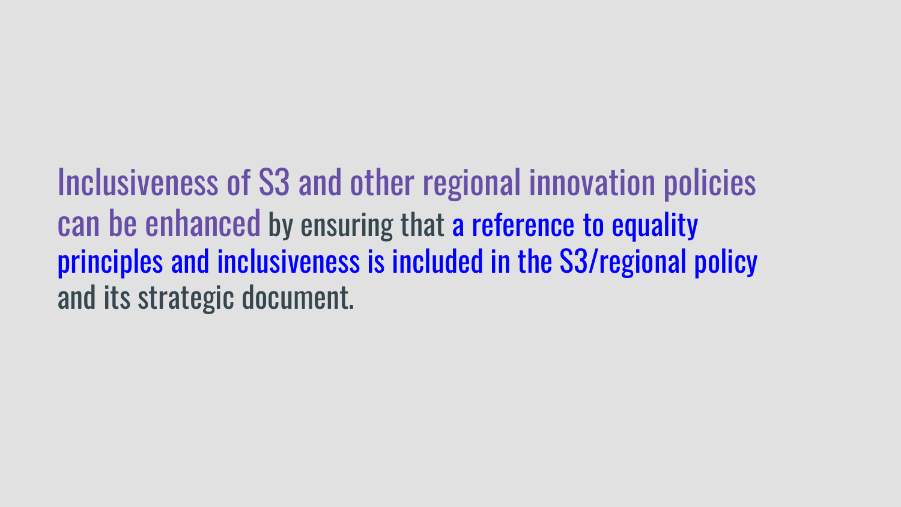Inclusiveness of S3 and other regional innovation policies can be enhanced by ensuring that a reference to equality principles and inclusiveness is included in the S3/regional policy and its strategic document.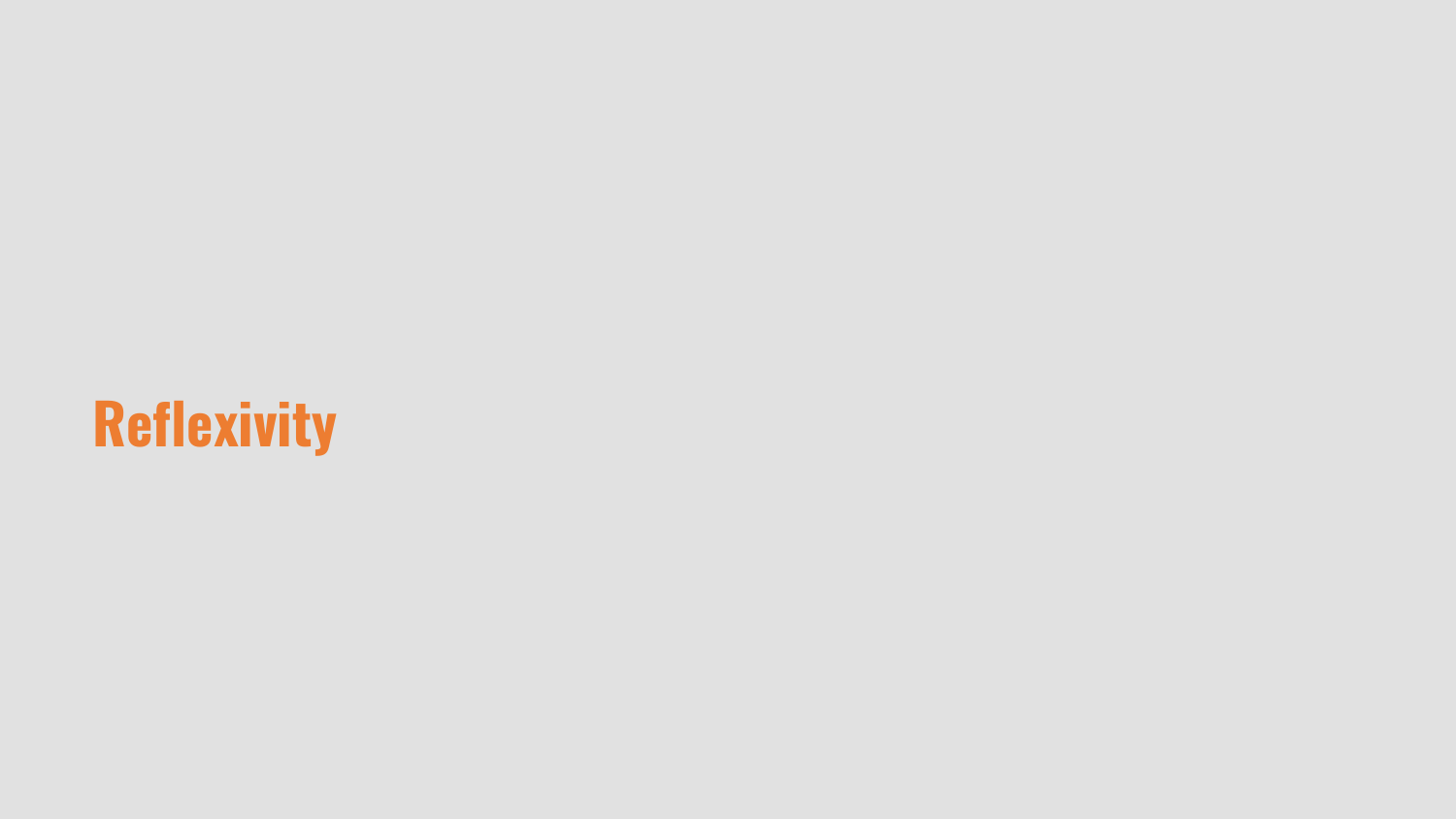# Reflexivity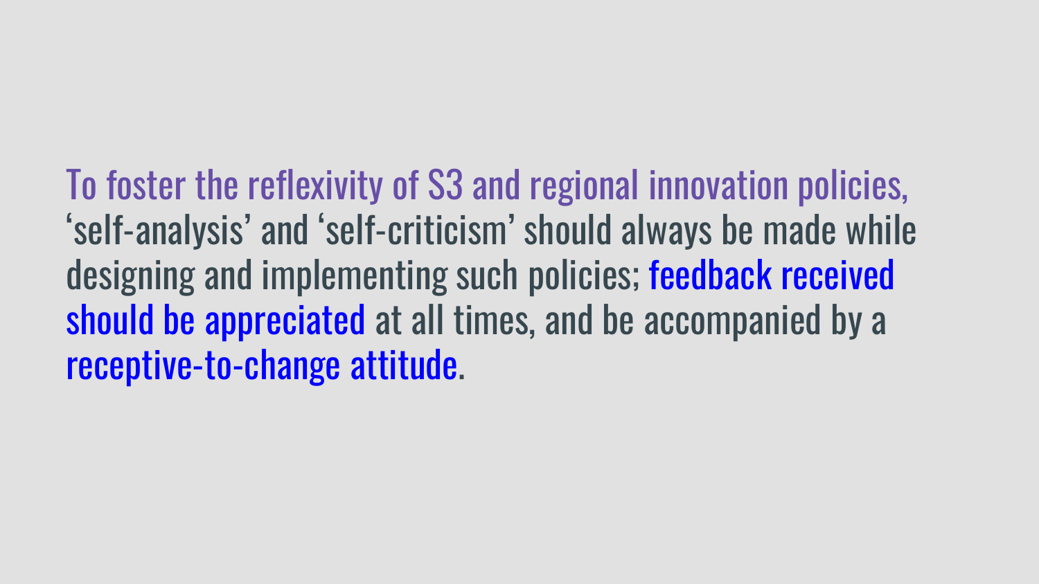To foster the reflexivity of S3 and regional innovation policies, ‘self-analysis’ and ‘self-criticism’ should always be made while designing and implementing such policies; feedback received should be appreciated at all times, and be accompanied by a receptive-to-change attitude.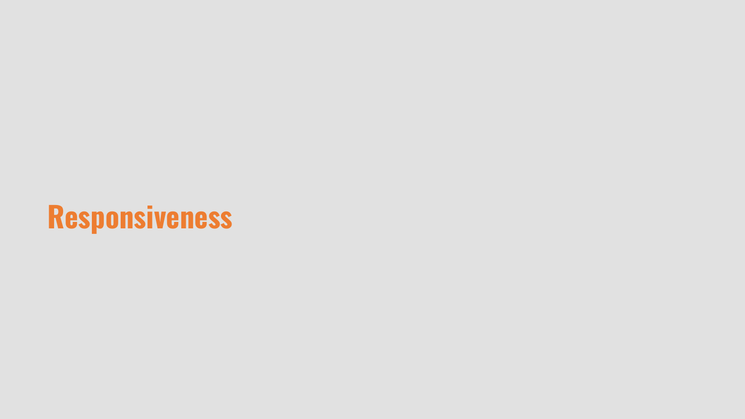# Responsiveness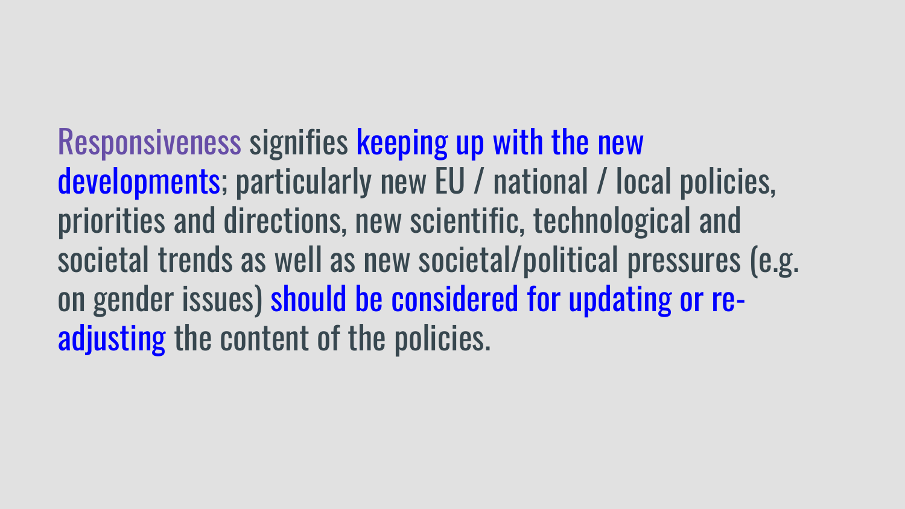**Responsiveness** signifies **keeping up with the new developments**; particularly new EU / national / local policies, priorities and directions, new scientific, technological and societal trends as well as new societal/political pressures (e.g. on gender issues) **should be considered for updating or re-adjusting** the content of the policies.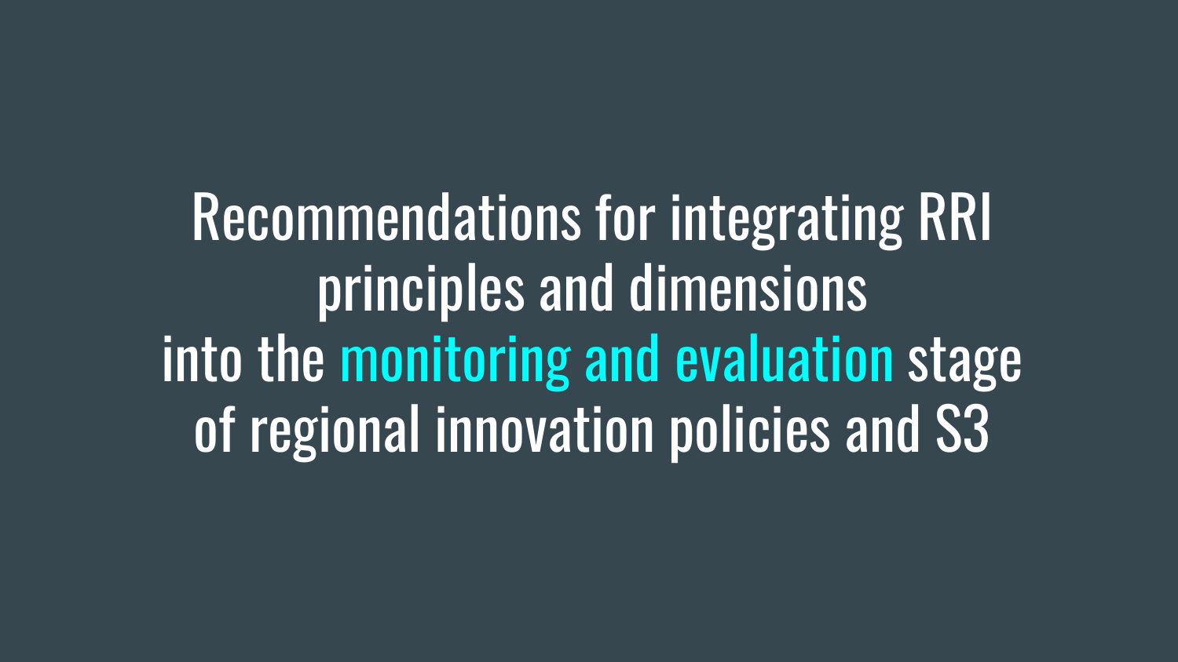# Recommendations for integrating RRI principles and dimensions into the monitoring and evaluation stage of regional innovation policies and S3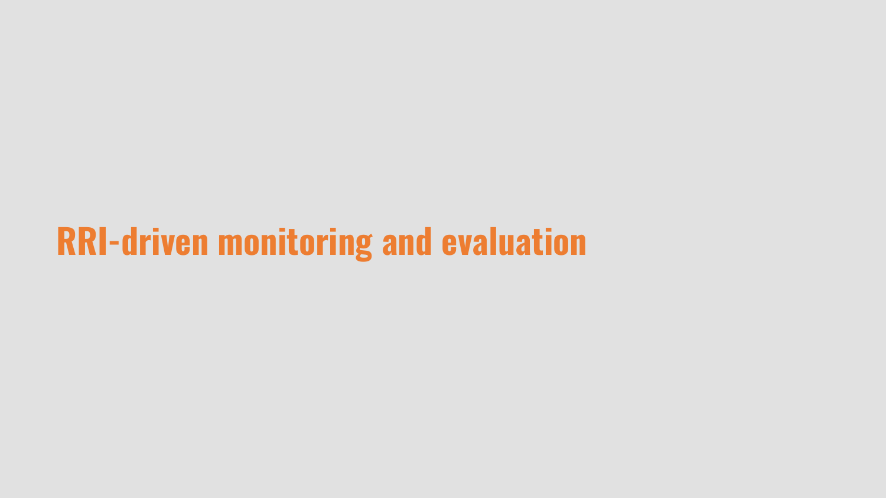# RRI-driven monitoring and evaluation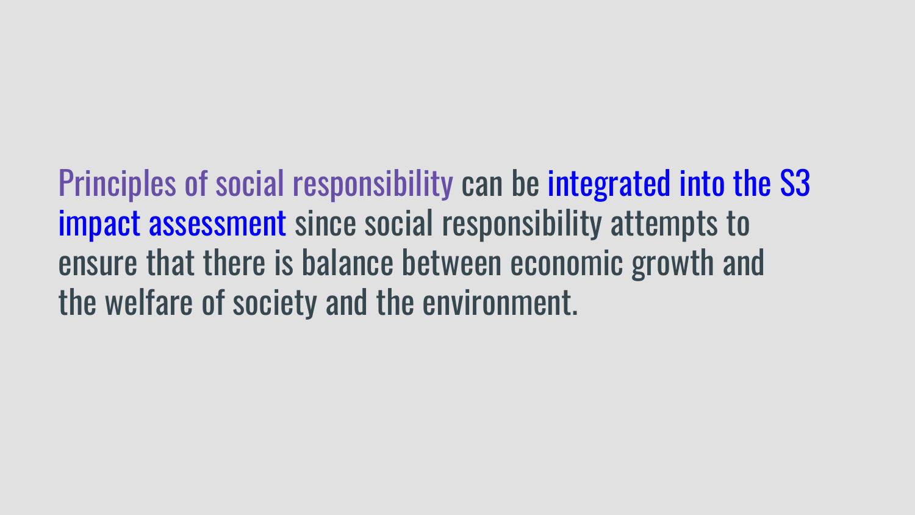Principles of social responsibility can be integrated into the S3 impact assessment since social responsibility attempts to ensure that there is balance between economic growth and the welfare of society and the environment.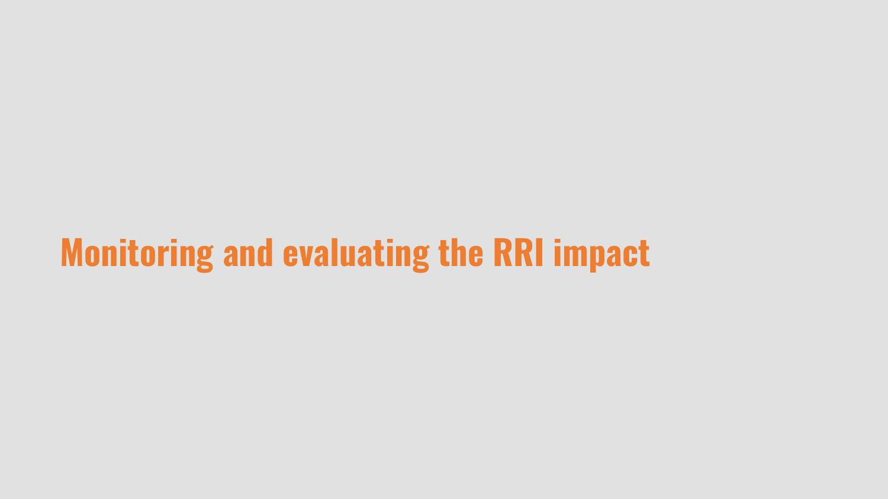# Monitoring and evaluating the RRI impact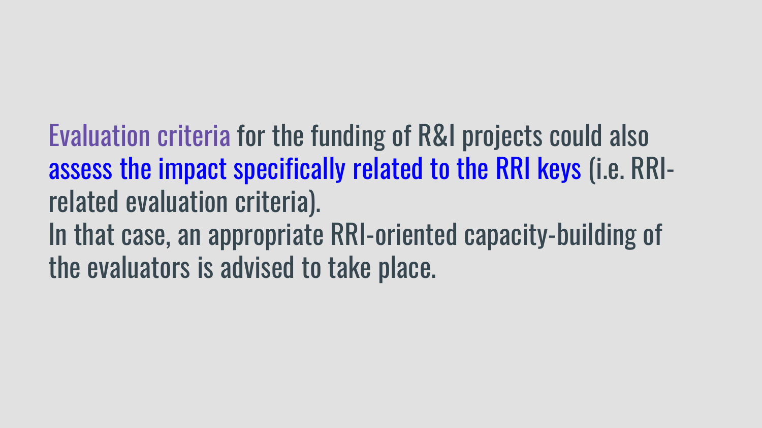Evaluation criteria for the funding of R&I projects could also assess the impact specifically related to the RRI keys (i.e. RRI-related evaluation criteria).

In that case, an appropriate RRI-oriented capacity-building of the evaluators is advised to take place.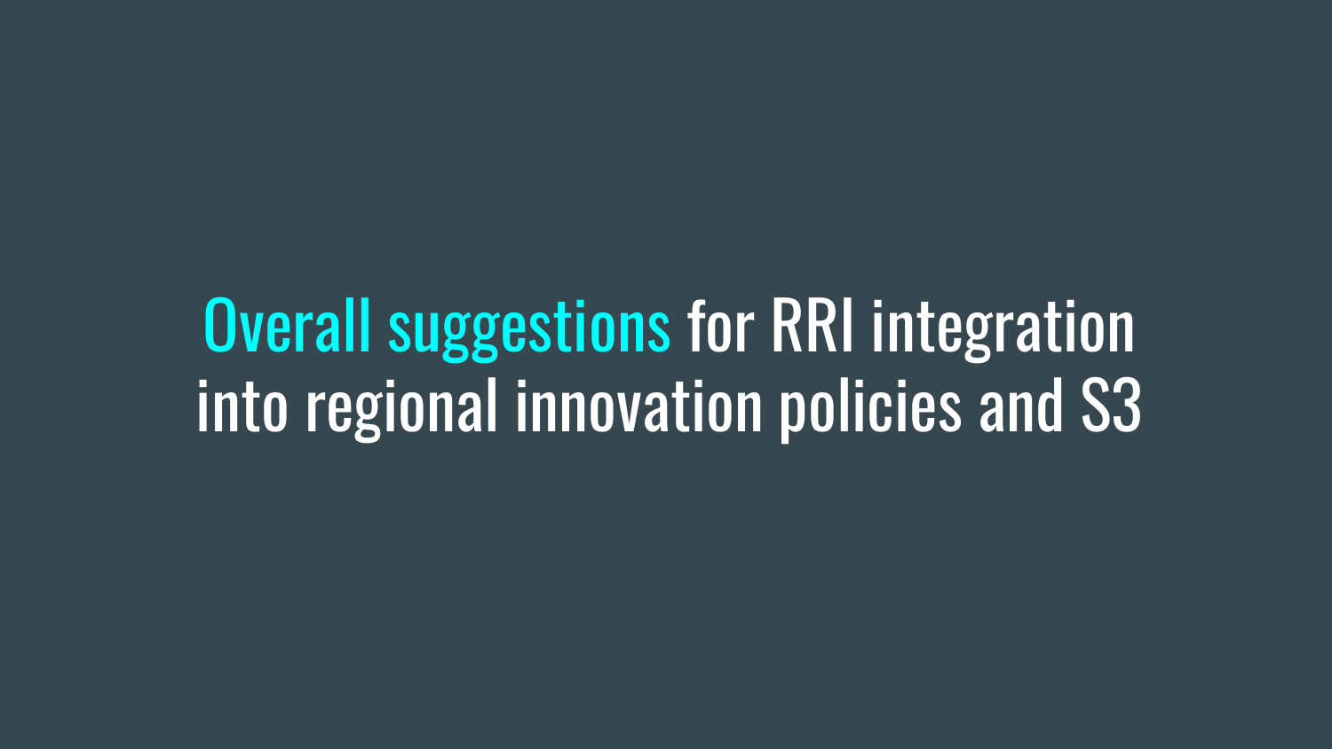# Overall suggestions for RRI integration into regional innovation policies and S3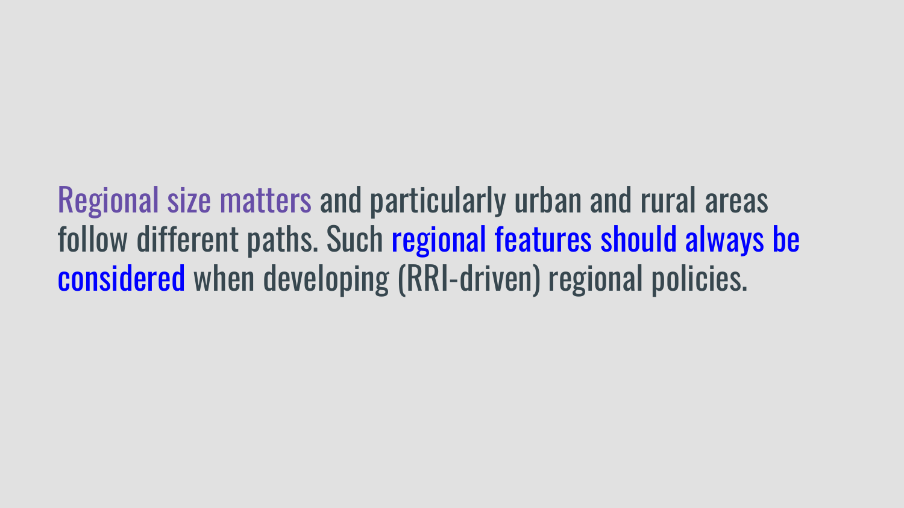Regional size matters and particularly urban and rural areas follow different paths. Such regional features should always be considered when developing (RRI-driven) regional policies.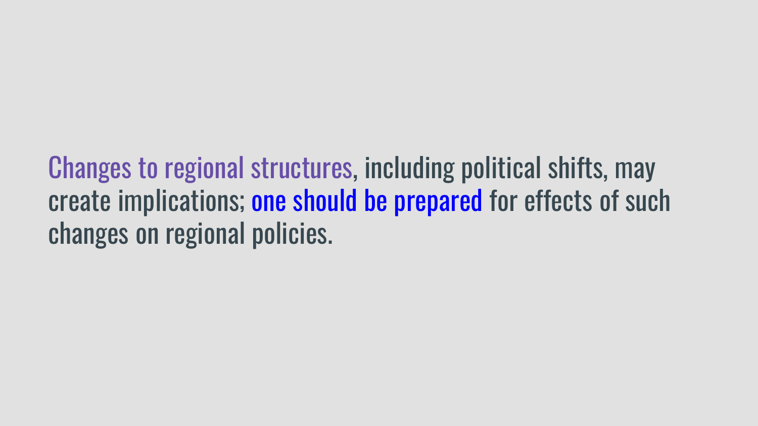Changes to regional structures, including political shifts, may create implications; one should be prepared for effects of such changes on regional policies.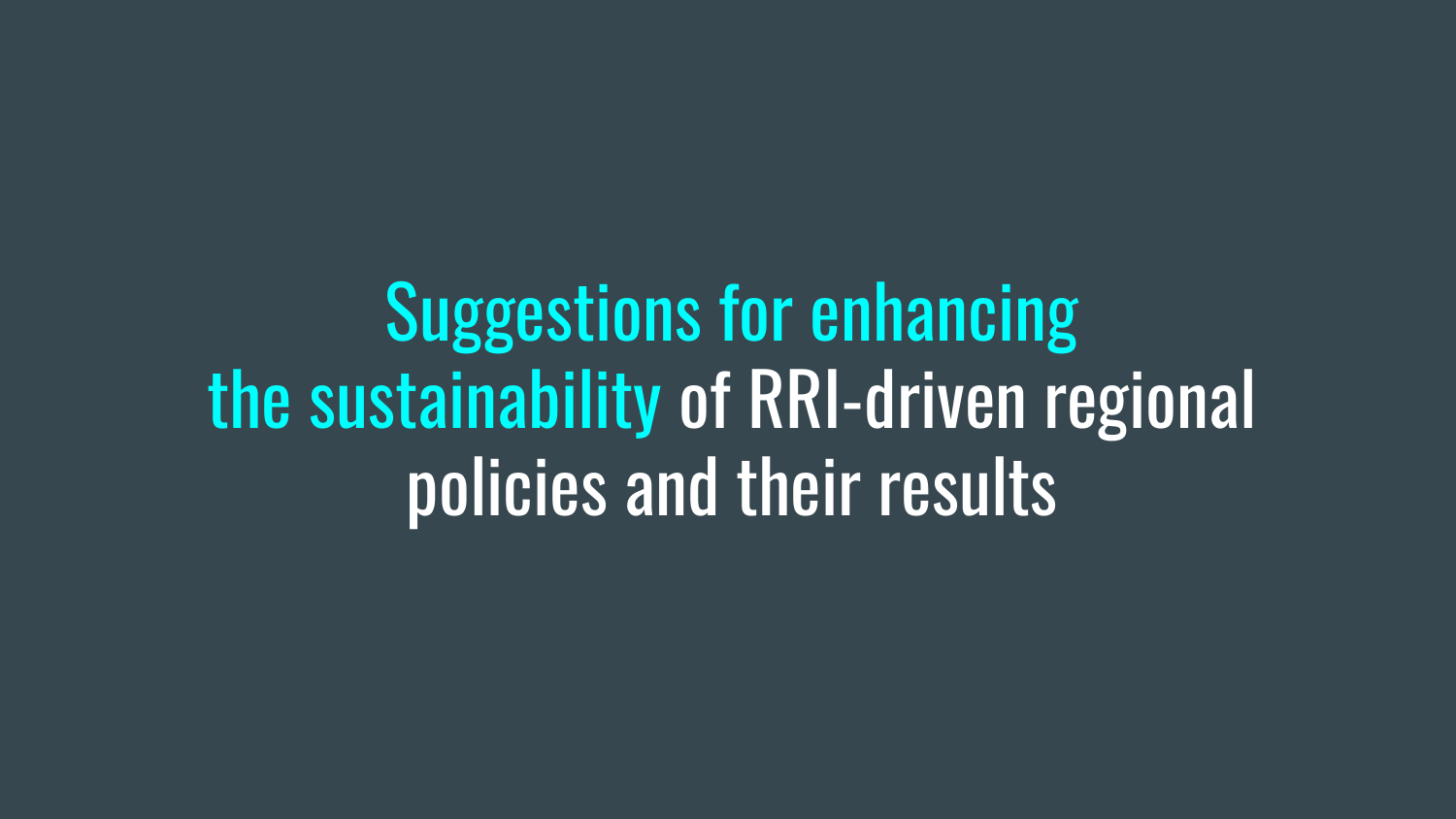# Suggestions for enhancing the sustainability of RRI-driven regional policies and their results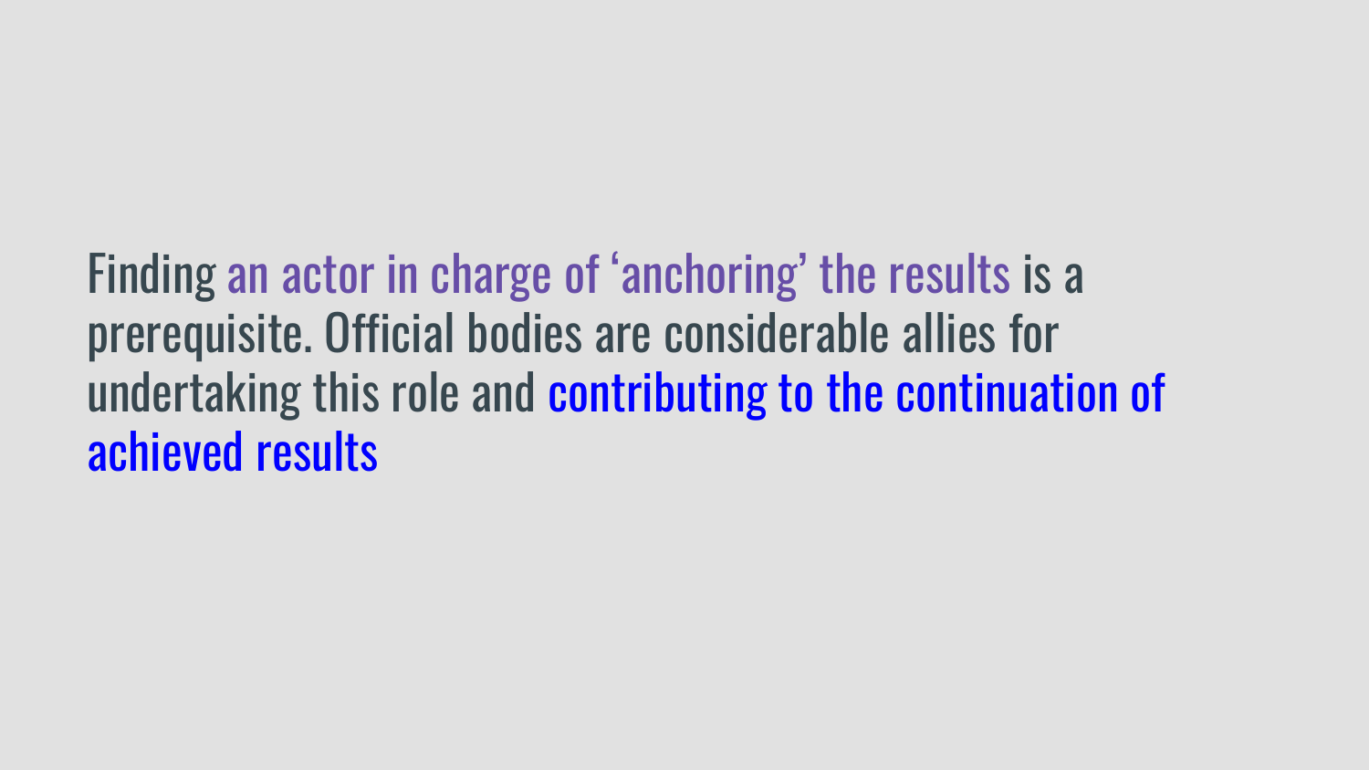Finding an actor in charge of ‘anchoring’ the results is a prerequisite. Official bodies are considerable allies for undertaking this role and contributing to the continuation of achieved results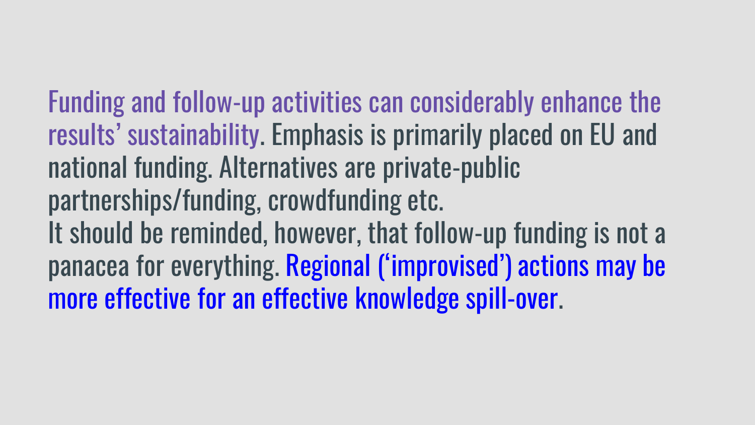Funding and follow-up activities can considerably enhance the results' sustainability. Emphasis is primarily placed on EU and national funding. Alternatives are private-public partnerships/funding, crowdfunding etc.
It should be reminded, however, that follow-up funding is not a panacea for everything. Regional ('improvised') actions may be more effective for an effective knowledge spill-over.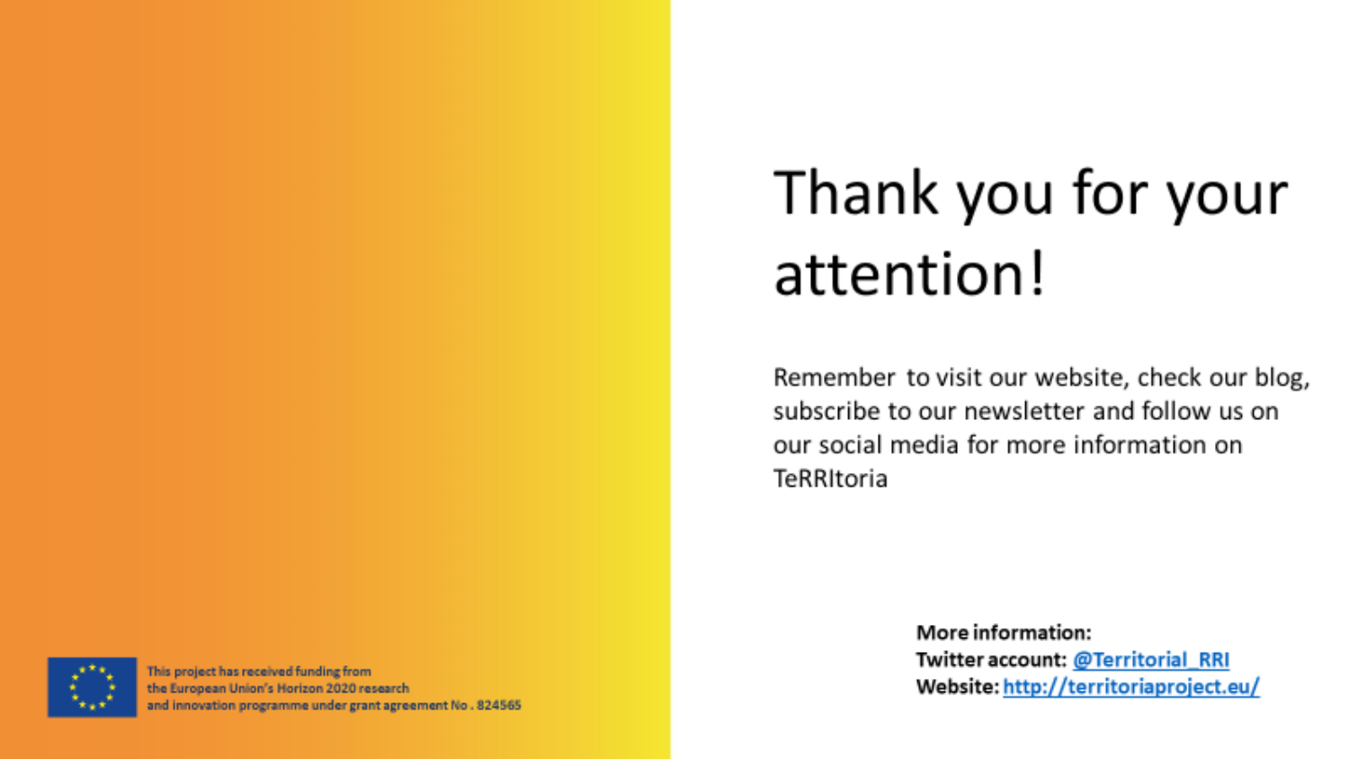# Thank you for your attention!

Remember to visit our website, check our blog, subscribe to our newsletter and follow us on our social media for more information on TeRRItoria

**More information:**
**Twitter account:** @Territorial_RRI
**Website:** http://territoriaproject.eu/

This project has received funding from the European Union's Horizon 2020 research and innovation programme under grant agreement No . 824565